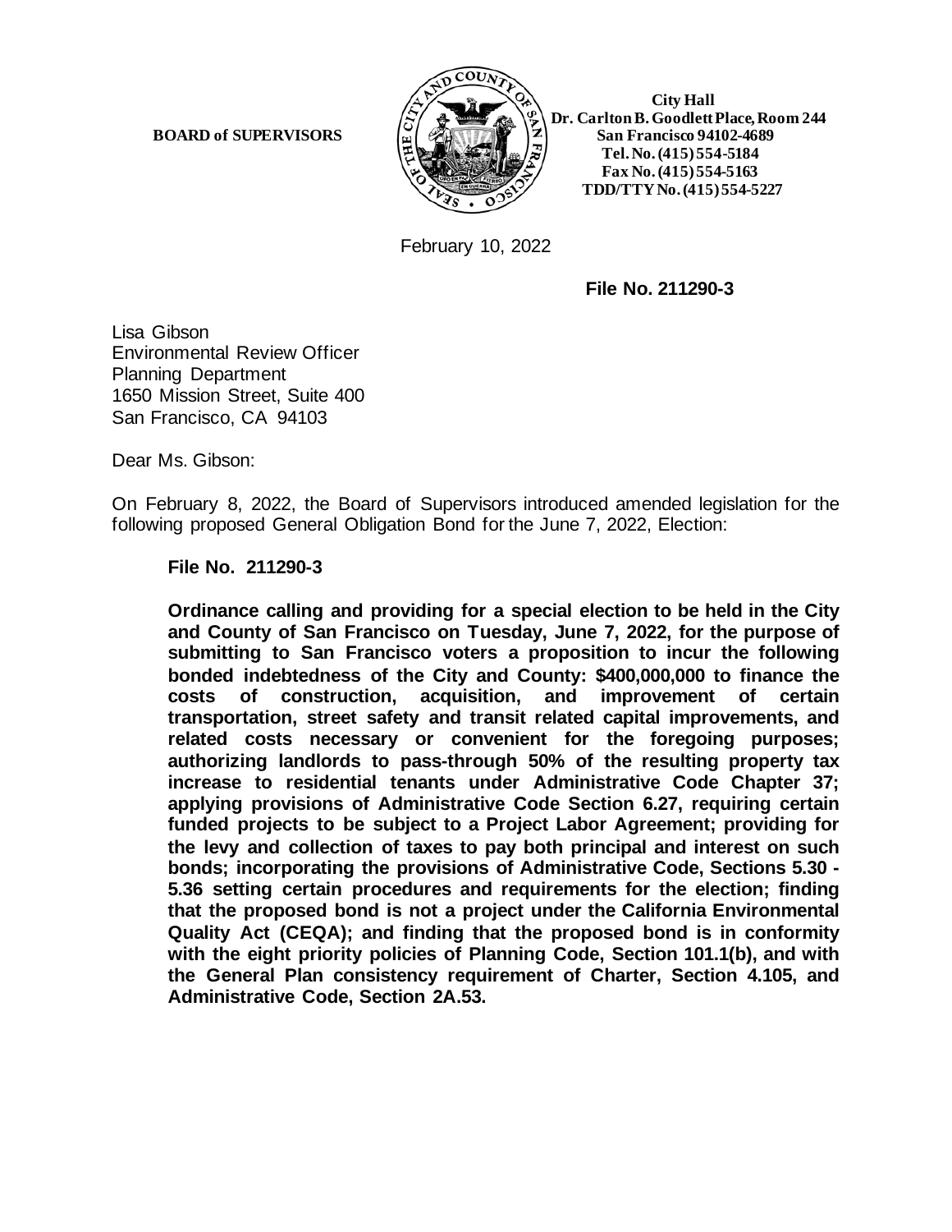**BOARD of SUPERVISORS**

**City Hall**
**Dr. Carlton B. Goodlett Place, Room 244**
**San Francisco 94102-4689**
**Tel. No. (415) 554-5184**
**Fax No. (415) 554-5163**
**TDD/TTY No. (415) 554-5227**

February 10, 2022

**File No. 211290-3**

Lisa Gibson
Environmental Review Officer
Planning Department
1650 Mission Street, Suite 400
San Francisco, CA 94103

Dear Ms. Gibson:

On February 8, 2022, the Board of Supervisors introduced amended legislation for the following proposed General Obligation Bond for the June 7, 2022, Election:

> **File No. 211290-3**
>
> **Ordinance calling and providing for a special election to be held in the City and County of San Francisco on Tuesday, June 7, 2022, for the purpose of submitting to San Francisco voters a proposition to incur the following bonded indebtedness of the City and County: $400,000,000 to finance the costs of construction, acquisition, and improvement of certain transportation, street safety and transit related capital improvements, and related costs necessary or convenient for the foregoing purposes; authorizing landlords to pass-through 50% of the resulting property tax increase to residential tenants under Administrative Code Chapter 37; applying provisions of Administrative Code Section 6.27, requiring certain funded projects to be subject to a Project Labor Agreement; providing for the levy and collection of taxes to pay both principal and interest on such bonds; incorporating the provisions of Administrative Code, Sections 5.30 - 5.36 setting certain procedures and requirements for the election; finding that the proposed bond is not a project under the California Environmental Quality Act (CEQA); and finding that the proposed bond is in conformity with the eight priority policies of Planning Code, Section 101.1(b), and with the General Plan consistency requirement of Charter, Section 4.105, and Administrative Code, Section 2A.53.**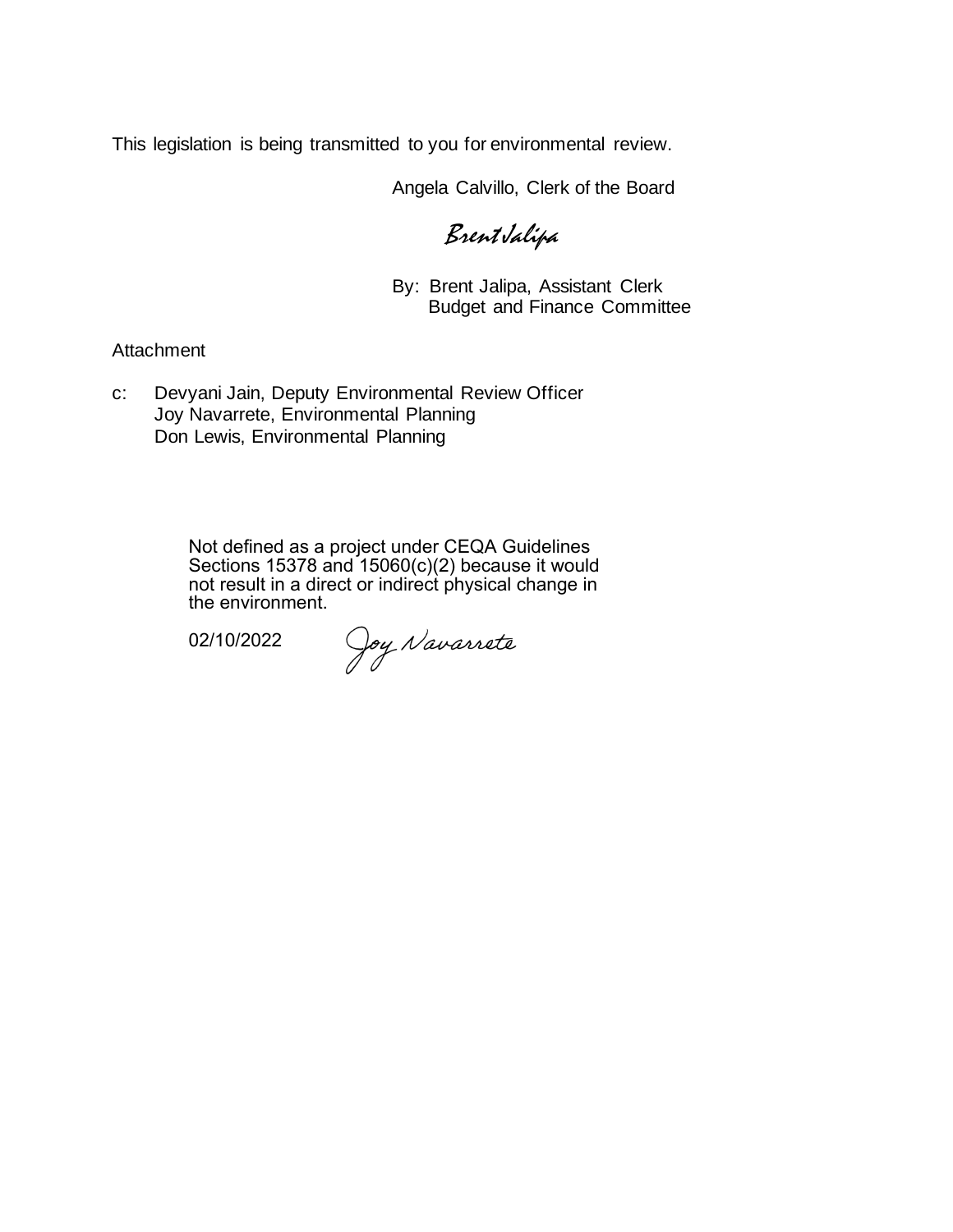This legislation is being transmitted to you for environmental review.

Angela Calvillo, Clerk of the Board

Brent Jalipa

By: Brent Jalipa, Assistant Clerk
Budget and Finance Committee

Attachment

c: Devyani Jain, Deputy Environmental Review Officer
Joy Navarrete, Environmental Planning
Don Lewis, Environmental Planning

Not defined as a project under CEQA Guidelines Sections 15378 and 15060(c)(2) because it would not result in a direct or indirect physical change in the environment.

02/10/2022 Joy Navarrete